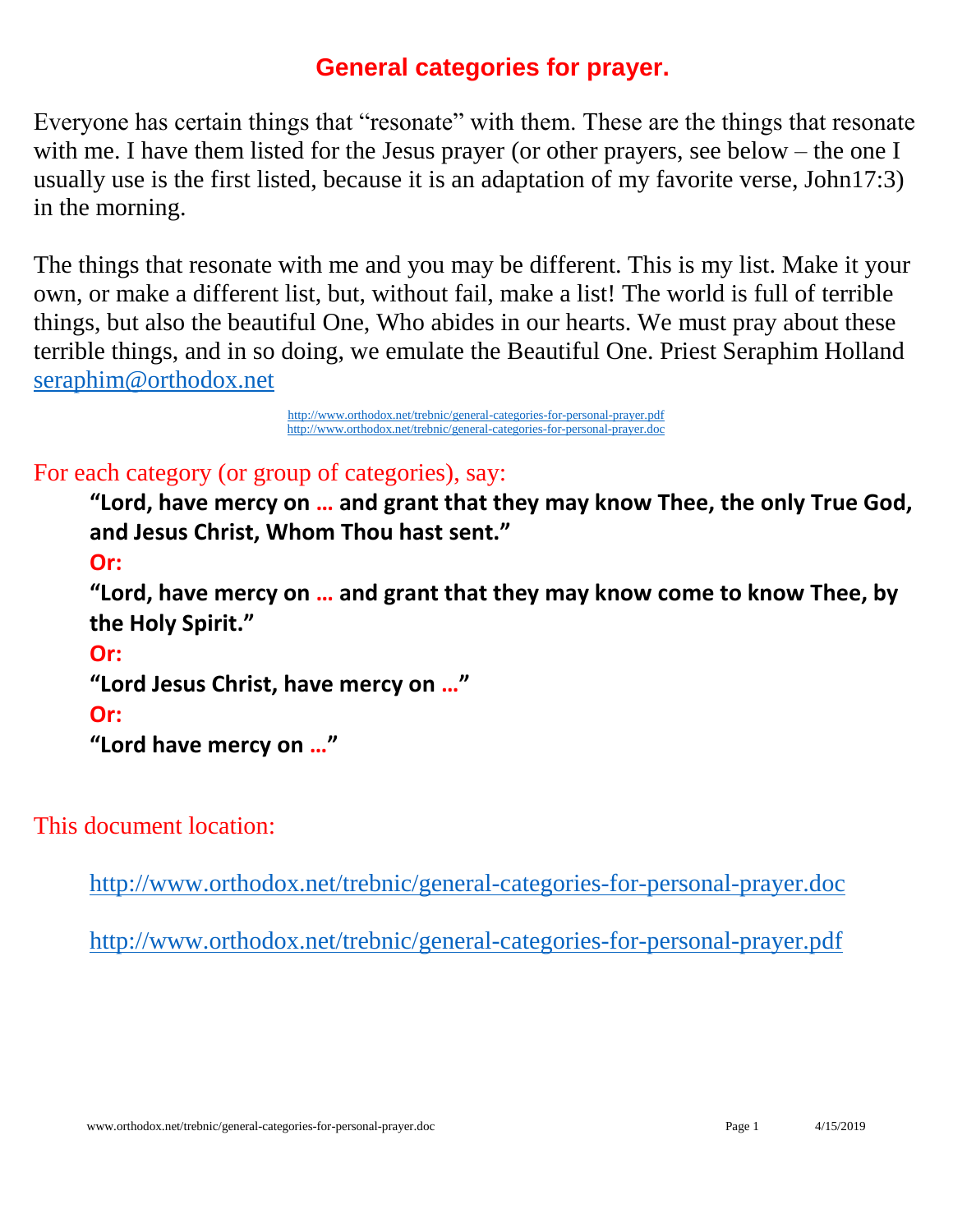# General categories for prayer.

Everyone has certain things that "resonate" with them. These are the things that resonate with me. I have them listed for the Jesus prayer (or other prayers, see below – the one I usually use is the first listed, because it is an adaptation of my favorite verse, John17:3) in the morning.

The things that resonate with me and you may be different. This is my list. Make it your own, or make a different list, but, without fail, make a list! The world is full of terrible things, but also the beautiful One, Who abides in our hearts. We must pray about these terrible things, and in so doing, we emulate the Beautiful One. Priest Seraphim Holland [seraphim@orthodox.net](mailto:seraphim@orthodox.net)

http://www.orthodox.net/trebnic/general-categories-for-personal-prayer.pdf
http://www.orthodox.net/trebnic/general-categories-for-personal-prayer.doc

For each category (or group of categories), say:

> **"Lord, have mercy on … and grant that they may know Thee, the only True God, and Jesus Christ, Whom Thou hast sent."**
>
> **Or:**
>
> **"Lord, have mercy on … and grant that they may know come to know Thee, by the Holy Spirit."**
>
> **Or:**
>
> **"Lord Jesus Christ, have mercy on …"**
>
> **Or:**
>
> **"Lord have mercy on …"**

This document location:

http://www.orthodox.net/trebnic/general-categories-for-personal-prayer.doc

http://www.orthodox.net/trebnic/general-categories-for-personal-prayer.pdf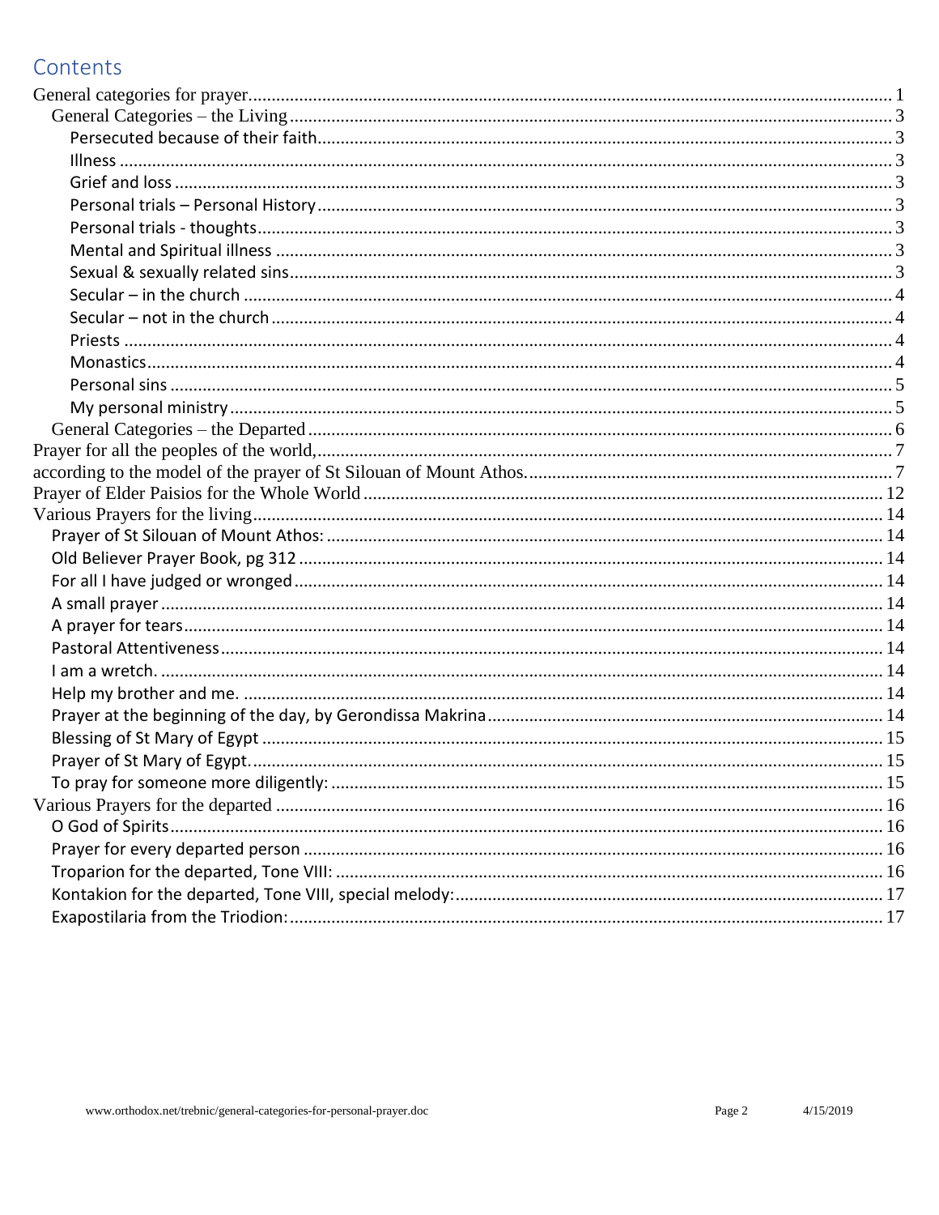# Contents

General categories for prayer........................................................................................................1

- General Categories – the Living........................................................................................................3
  - Persecuted because of their faith........................................................................................................3
  - Illness........................................................................................................3
  - Grief and loss........................................................................................................3
  - Personal trials – Personal History........................................................................................................3
  - Personal trials - thoughts........................................................................................................3
  - Mental and Spiritual illness........................................................................................................3
  - Sexual & sexually related sins........................................................................................................3
  - Secular – in the church........................................................................................................4
  - Secular – not in the church........................................................................................................4
  - Priests........................................................................................................4
  - Monastics........................................................................................................4
  - Personal sins........................................................................................................5
  - My personal ministry........................................................................................................5
- General Categories – the Departed........................................................................................................6

Prayer for all the peoples of the world,........................................................................................................7

according to the model of the prayer of St Silouan of Mount Athos........................................................................................................7

Prayer of Elder Paisios for the Whole World........................................................................................................12

Various Prayers for the living........................................................................................................14

- Prayer of St Silouan of Mount Athos:........................................................................................................14
- Old Believer Prayer Book, pg 312........................................................................................................14
- For all I have judged or wronged........................................................................................................14
- A small prayer........................................................................................................14
- A prayer for tears........................................................................................................14
- Pastoral Attentiveness........................................................................................................14
- I am a wretch.........................................................................................................14
- Help my brother and me.........................................................................................................14
- Prayer at the beginning of the day, by Gerondissa Makrina........................................................................................................14
- Blessing of St Mary of Egypt........................................................................................................15
- Prayer of St Mary of Egypt.........................................................................................................15
- To pray for someone more diligently:........................................................................................................15

Various Prayers for the departed........................................................................................................16

- O God of Spirits........................................................................................................16
- Prayer for every departed person........................................................................................................16
- Troparion for the departed, Tone VIII:........................................................................................................16
- Kontakion for the departed, Tone VIII, special melody:........................................................................................................17
- Exapostilaria from the Triodion:........................................................................................................17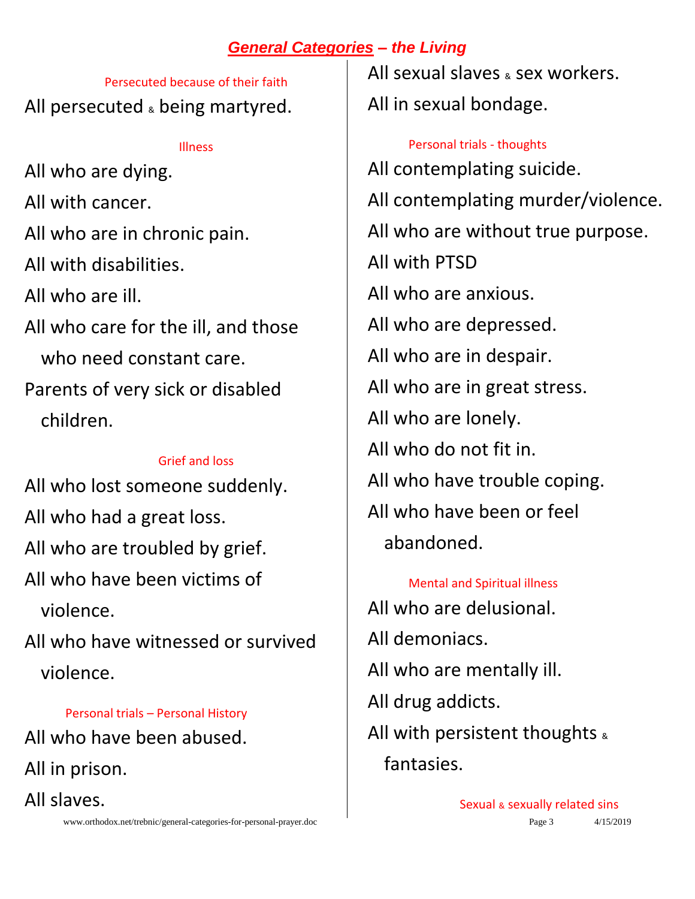## *General Categories – the Living*

#### Persecuted because of their faith

All persecuted & being martyred.

#### Illness

All who are dying.

All with cancer.

All who are in chronic pain.

All with disabilities.

All who are ill.

All who care for the ill, and those who need constant care.

Parents of very sick or disabled children.

#### Grief and loss

All who lost someone suddenly.

All who had a great loss.

All who are troubled by grief.

All who have been victims of violence.

All who have witnessed or survived violence.

#### Personal trials – Personal History

All who have been abused.

All in prison.

All slaves.

All sexual slaves & sex workers.

All in sexual bondage.

#### Personal trials - thoughts

All contemplating suicide.

All contemplating murder/violence.

All who are without true purpose.

All with PTSD

All who are anxious.

All who are depressed.

All who are in despair.

All who are in great stress.

All who are lonely.

All who do not fit in.

All who have trouble coping.

All who have been or feel abandoned.

#### Mental and Spiritual illness

All who are delusional.

All demoniacs.

All who are mentally ill.

All drug addicts.

All with persistent thoughts & fantasies.

#### Sexual & sexually related sins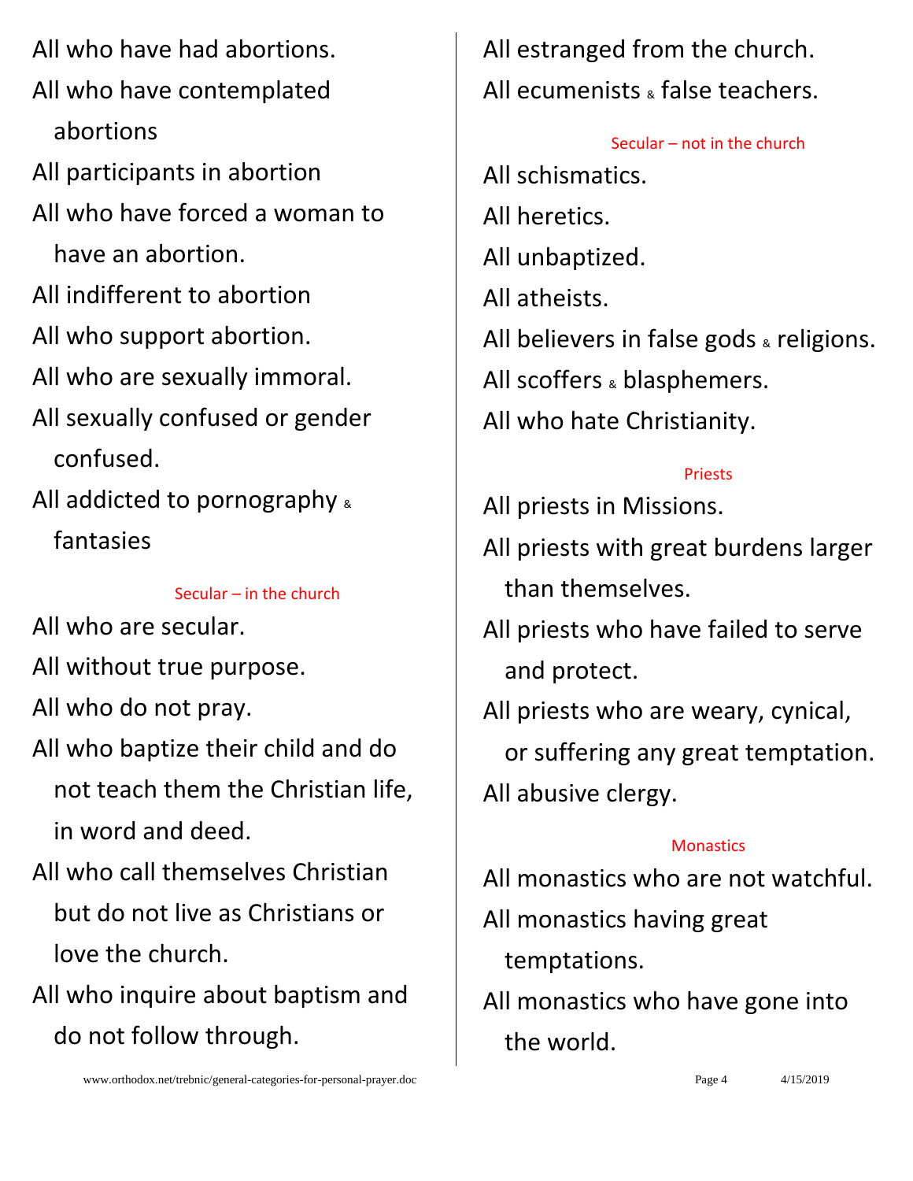All who have had abortions.

All who have contemplated abortions

All participants in abortion

All who have forced a woman to have an abortion.

All indifferent to abortion

All who support abortion.

All who are sexually immoral.

All sexually confused or gender confused.

All addicted to pornography & fantasies

### Secular – in the church

All who are secular.

All without true purpose.

All who do not pray.

All who baptize their child and do not teach them the Christian life, in word and deed.

All who call themselves Christian but do not live as Christians or love the church.

All who inquire about baptism and do not follow through.

All estranged from the church.

All ecumenists & false teachers.

### Secular – not in the church

All schismatics.

All heretics.

All unbaptized.

All atheists.

All believers in false gods & religions.

All scoffers & blasphemers.

All who hate Christianity.

### Priests

All priests in Missions.

All priests with great burdens larger than themselves.

All priests who have failed to serve and protect.

All priests who are weary, cynical, or suffering any great temptation.

All abusive clergy.

### Monastics

All monastics who are not watchful.

All monastics having great temptations.

All monastics who have gone into the world.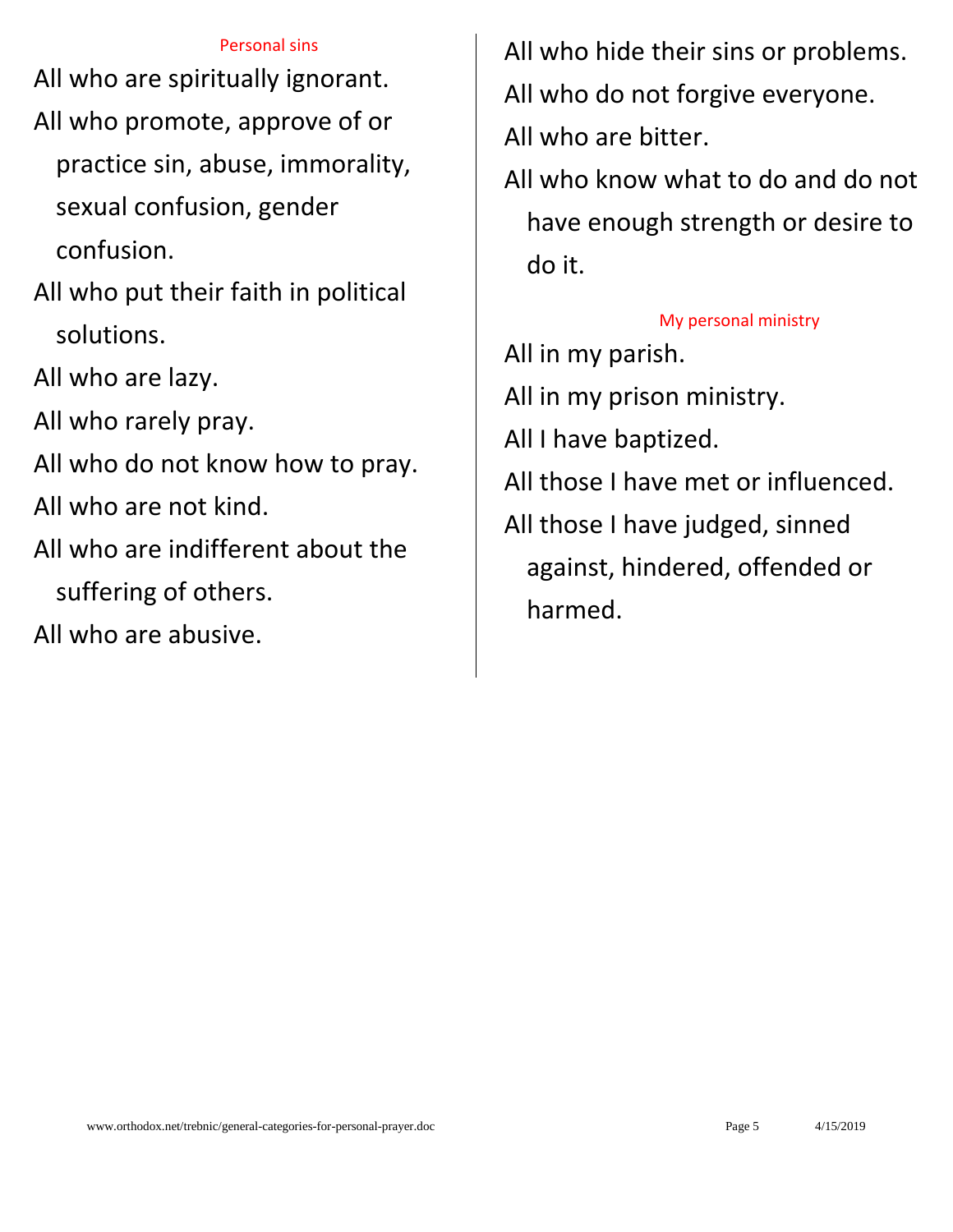### Personal sins

All who are spiritually ignorant.

All who promote, approve of or practice sin, abuse, immorality, sexual confusion, gender confusion.

All who put their faith in political solutions.

All who are lazy.

All who rarely pray.

All who do not know how to pray.

All who are not kind.

All who are indifferent about the suffering of others.

All who are abusive.

All who hide their sins or problems.

All who do not forgive everyone.

All who are bitter.

All who know what to do and do not have enough strength or desire to do it.

### My personal ministry

All in my parish.

All in my prison ministry.

All I have baptized.

All those I have met or influenced.

All those I have judged, sinned against, hindered, offended or harmed.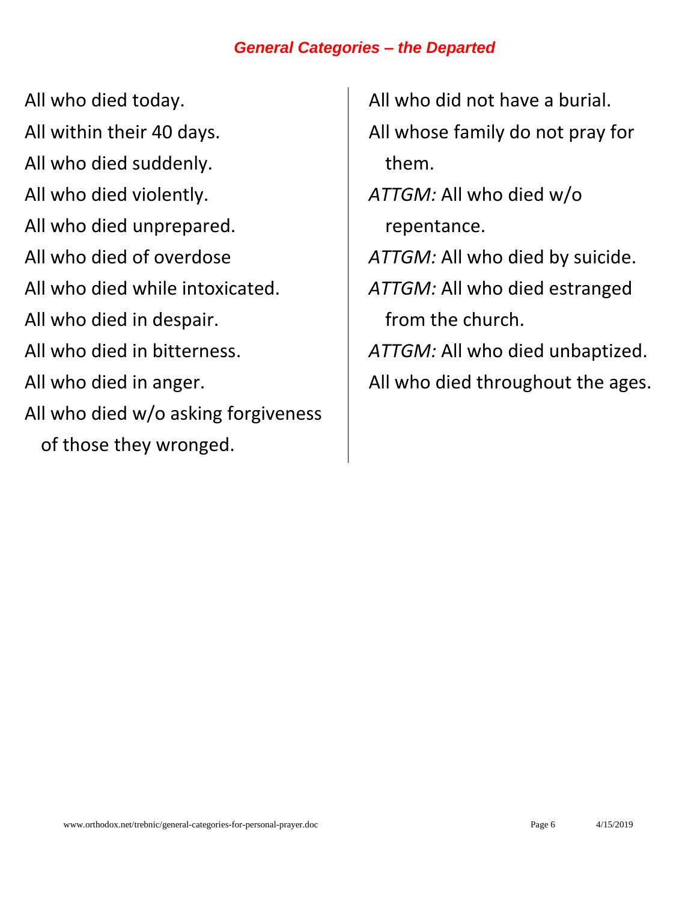### *General Categories – the Departed*

All who died today.

All within their 40 days.

All who died suddenly.

All who died violently.

All who died unprepared.

All who died of overdose

All who died while intoxicated.

All who died in despair.

All who died in bitterness.

All who died in anger.

All who died w/o asking forgiveness of those they wronged.

All who did not have a burial.

All whose family do not pray for them.

*ATTGM:* All who died w/o repentance.

*ATTGM:* All who died by suicide.

*ATTGM:* All who died estranged from the church.

*ATTGM:* All who died unbaptized.

All who died throughout the ages.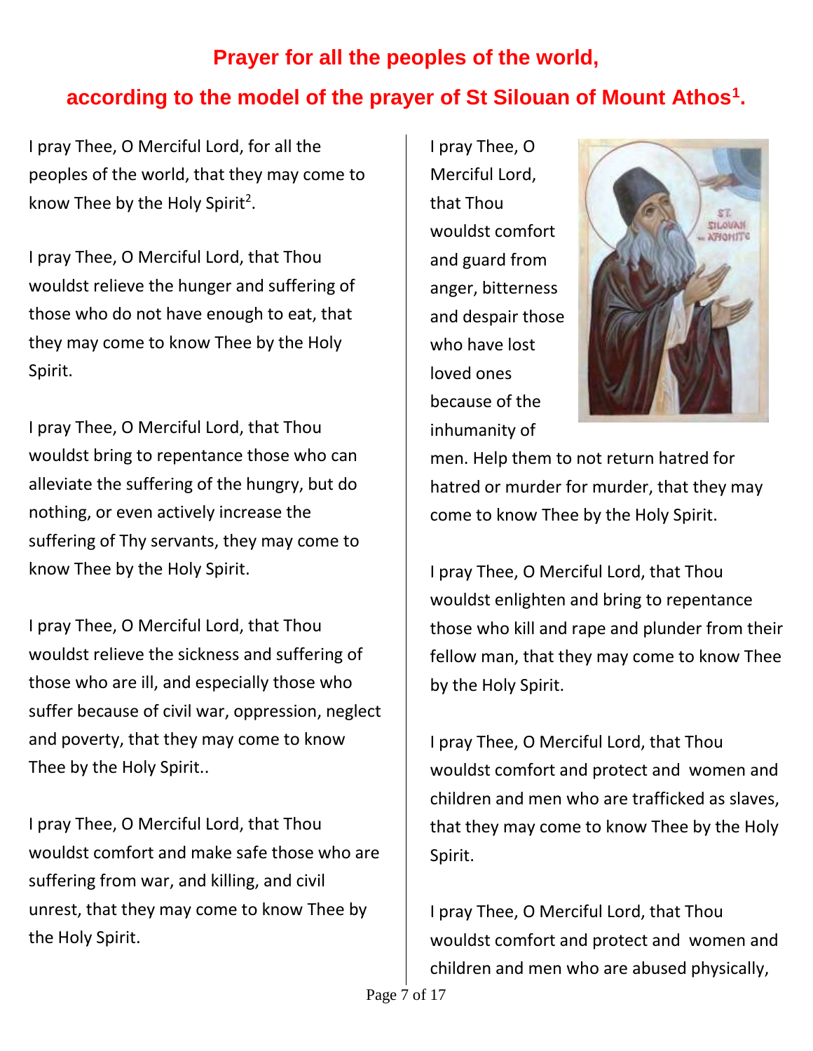# Prayer for all the peoples of the world,

# according to the model of the prayer of St Silouan of Mount Athos[1].

I pray Thee, O Merciful Lord, for all the peoples of the world, that they may come to know Thee by the Holy Spirit[2].

I pray Thee, O Merciful Lord, that Thou wouldst relieve the hunger and suffering of those who do not have enough to eat, that they may come to know Thee by the Holy Spirit.

I pray Thee, O Merciful Lord, that Thou wouldst bring to repentance those who can alleviate the suffering of the hungry, but do nothing, or even actively increase the suffering of Thy servants, they may come to know Thee by the Holy Spirit.

I pray Thee, O Merciful Lord, that Thou wouldst relieve the sickness and suffering of those who are ill, and especially those who suffer because of civil war, oppression, neglect and poverty, that they may come to know Thee by the Holy Spirit..

I pray Thee, O Merciful Lord, that Thou wouldst comfort and make safe those who are suffering from war, and killing, and civil unrest, that they may come to know Thee by the Holy Spirit.

I pray Thee, O Merciful Lord, that Thou wouldst comfort and guard from anger, bitterness and despair those who have lost loved ones because of the inhumanity of men. Help them to not return hatred for hatred or murder for murder, that they may come to know Thee by the Holy Spirit.

I pray Thee, O Merciful Lord, that Thou wouldst enlighten and bring to repentance those who kill and rape and plunder from their fellow man, that they may come to know Thee by the Holy Spirit.

I pray Thee, O Merciful Lord, that Thou wouldst comfort and protect and women and children and men who are trafficked as slaves, that they may come to know Thee by the Holy Spirit.

I pray Thee, O Merciful Lord, that Thou wouldst comfort and protect and women and children and men who are abused physically,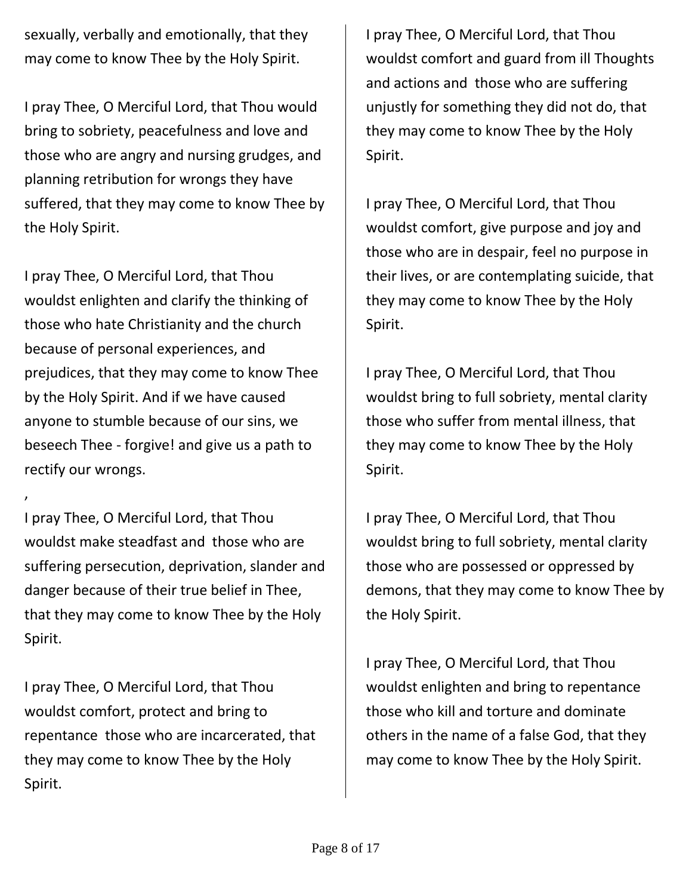sexually, verbally and emotionally, that they may come to know Thee by the Holy Spirit.

I pray Thee, O Merciful Lord, that Thou would bring to sobriety, peacefulness and love and those who are angry and nursing grudges, and planning retribution for wrongs they have suffered, that they may come to know Thee by the Holy Spirit.

I pray Thee, O Merciful Lord, that Thou wouldst enlighten and clarify the thinking of those who hate Christianity and the church because of personal experiences, and prejudices, that they may come to know Thee by the Holy Spirit. And if we have caused anyone to stumble because of our sins, we beseech Thee - forgive! and give us a path to rectify our wrongs.

,

I pray Thee, O Merciful Lord, that Thou wouldst make steadfast and those who are suffering persecution, deprivation, slander and danger because of their true belief in Thee, that they may come to know Thee by the Holy Spirit.

I pray Thee, O Merciful Lord, that Thou wouldst comfort, protect and bring to repentance those who are incarcerated, that they may come to know Thee by the Holy Spirit.

I pray Thee, O Merciful Lord, that Thou wouldst comfort and guard from ill Thoughts and actions and those who are suffering unjustly for something they did not do, that they may come to know Thee by the Holy Spirit.

I pray Thee, O Merciful Lord, that Thou wouldst comfort, give purpose and joy and those who are in despair, feel no purpose in their lives, or are contemplating suicide, that they may come to know Thee by the Holy Spirit.

I pray Thee, O Merciful Lord, that Thou wouldst bring to full sobriety, mental clarity those who suffer from mental illness, that they may come to know Thee by the Holy Spirit.

I pray Thee, O Merciful Lord, that Thou wouldst bring to full sobriety, mental clarity those who are possessed or oppressed by demons, that they may come to know Thee by the Holy Spirit.

I pray Thee, O Merciful Lord, that Thou wouldst enlighten and bring to repentance those who kill and torture and dominate others in the name of a false God, that they may come to know Thee by the Holy Spirit.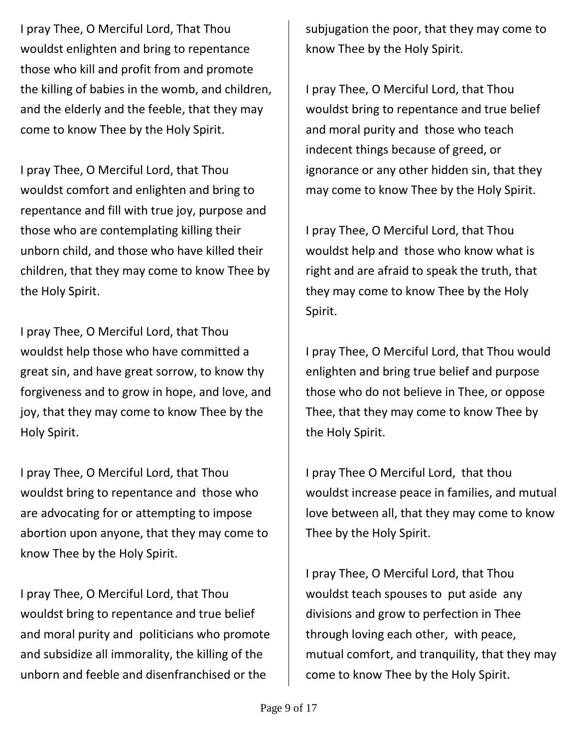I pray Thee, O Merciful Lord, That Thou wouldst enlighten and bring to repentance those who kill and profit from and promote the killing of babies in the womb, and children, and the elderly and the feeble, that they may come to know Thee by the Holy Spirit.

I pray Thee, O Merciful Lord, that Thou wouldst comfort and enlighten and bring to repentance and fill with true joy, purpose and those who are contemplating killing their unborn child, and those who have killed their children, that they may come to know Thee by the Holy Spirit.

I pray Thee, O Merciful Lord, that Thou wouldst help those who have committed a great sin, and have great sorrow, to know thy forgiveness and to grow in hope, and love, and joy, that they may come to know Thee by the Holy Spirit.

I pray Thee, O Merciful Lord, that Thou wouldst bring to repentance and those who are advocating for or attempting to impose abortion upon anyone, that they may come to know Thee by the Holy Spirit.

I pray Thee, O Merciful Lord, that Thou wouldst bring to repentance and true belief and moral purity and politicians who promote and subsidize all immorality, the killing of the unborn and feeble and disenfranchised or the subjugation the poor, that they may come to know Thee by the Holy Spirit.

I pray Thee, O Merciful Lord, that Thou wouldst bring to repentance and true belief and moral purity and those who teach indecent things because of greed, or ignorance or any other hidden sin, that they may come to know Thee by the Holy Spirit.

I pray Thee, O Merciful Lord, that Thou wouldst help and those who know what is right and are afraid to speak the truth, that they may come to know Thee by the Holy Spirit.

I pray Thee, O Merciful Lord, that Thou would enlighten and bring true belief and purpose those who do not believe in Thee, or oppose Thee, that they may come to know Thee by the Holy Spirit.

I pray Thee O Merciful Lord, that thou wouldst increase peace in families, and mutual love between all, that they may come to know Thee by the Holy Spirit.

I pray Thee, O Merciful Lord, that Thou wouldst teach spouses to put aside any divisions and grow to perfection in Thee through loving each other, with peace, mutual comfort, and tranquility, that they may come to know Thee by the Holy Spirit.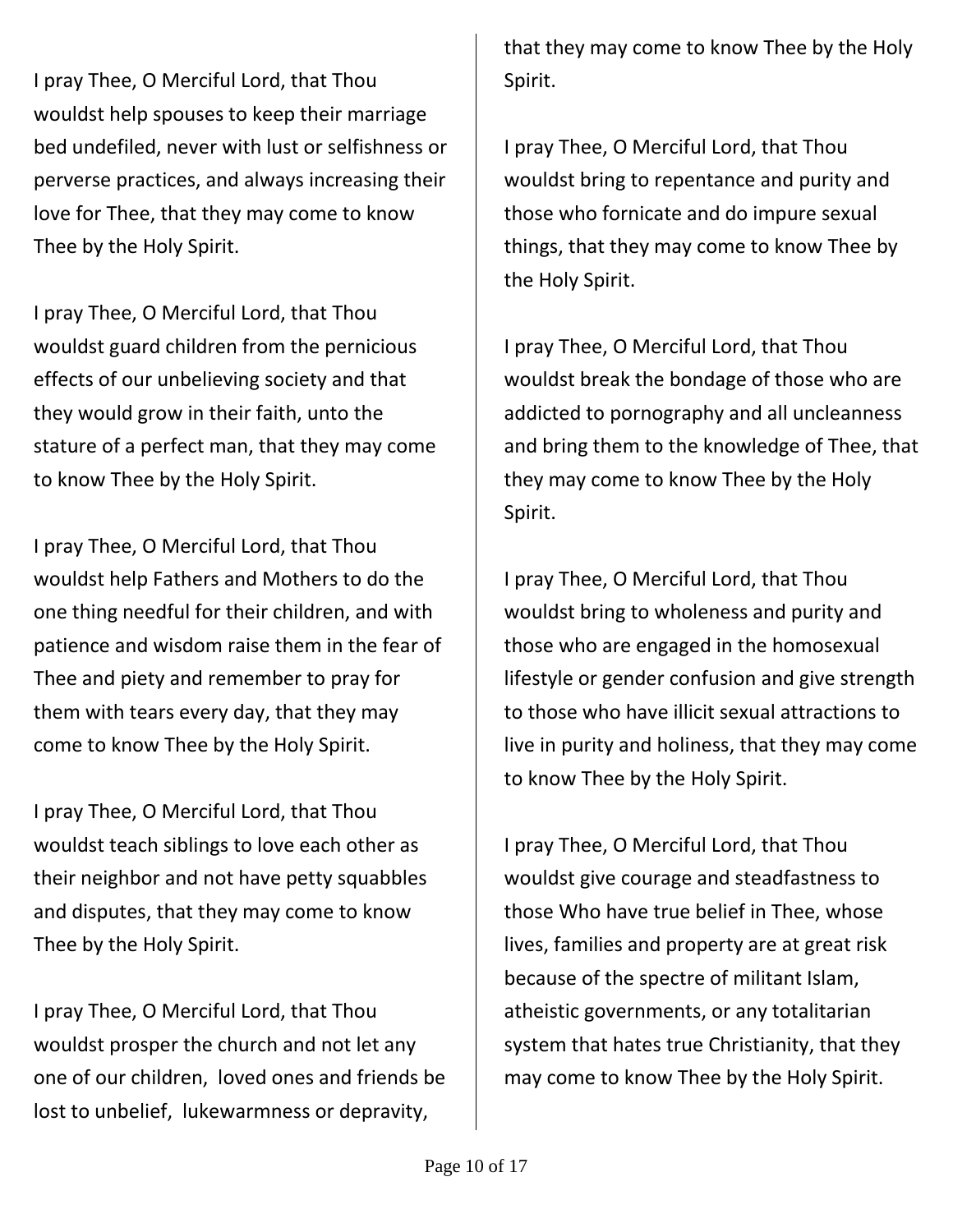I pray Thee, O Merciful Lord, that Thou wouldst help spouses to keep their marriage bed undefiled, never with lust or selfishness or perverse practices, and always increasing their love for Thee, that they may come to know Thee by the Holy Spirit.

I pray Thee, O Merciful Lord, that Thou wouldst guard children from the pernicious effects of our unbelieving society and that they would grow in their faith, unto the stature of a perfect man, that they may come to know Thee by the Holy Spirit.

I pray Thee, O Merciful Lord, that Thou wouldst help Fathers and Mothers to do the one thing needful for their children, and with patience and wisdom raise them in the fear of Thee and piety and remember to pray for them with tears every day, that they may come to know Thee by the Holy Spirit.

I pray Thee, O Merciful Lord, that Thou wouldst teach siblings to love each other as their neighbor and not have petty squabbles and disputes, that they may come to know Thee by the Holy Spirit.

I pray Thee, O Merciful Lord, that Thou wouldst prosper the church and not let any one of our children, loved ones and friends be lost to unbelief, lukewarmness or depravity, that they may come to know Thee by the Holy Spirit.

I pray Thee, O Merciful Lord, that Thou wouldst bring to repentance and purity and those who fornicate and do impure sexual things, that they may come to know Thee by the Holy Spirit.

I pray Thee, O Merciful Lord, that Thou wouldst break the bondage of those who are addicted to pornography and all uncleanness and bring them to the knowledge of Thee, that they may come to know Thee by the Holy Spirit.

I pray Thee, O Merciful Lord, that Thou wouldst bring to wholeness and purity and those who are engaged in the homosexual lifestyle or gender confusion and give strength to those who have illicit sexual attractions to live in purity and holiness, that they may come to know Thee by the Holy Spirit.

I pray Thee, O Merciful Lord, that Thou wouldst give courage and steadfastness to those Who have true belief in Thee, whose lives, families and property are at great risk because of the spectre of militant Islam, atheistic governments, or any totalitarian system that hates true Christianity, that they may come to know Thee by the Holy Spirit.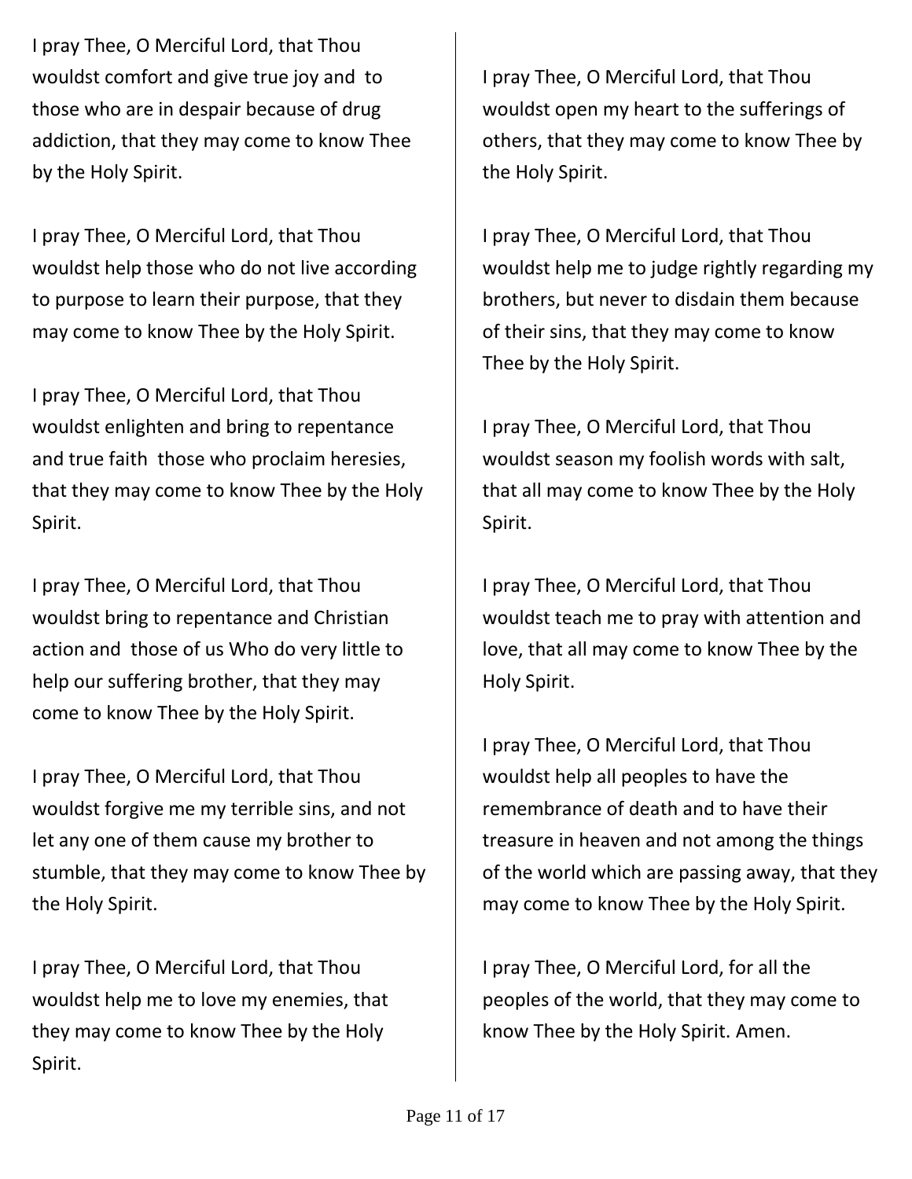I pray Thee, O Merciful Lord, that Thou wouldst comfort and give true joy and to those who are in despair because of drug addiction, that they may come to know Thee by the Holy Spirit.

I pray Thee, O Merciful Lord, that Thou wouldst help those who do not live according to purpose to learn their purpose, that they may come to know Thee by the Holy Spirit.

I pray Thee, O Merciful Lord, that Thou wouldst enlighten and bring to repentance and true faith those who proclaim heresies, that they may come to know Thee by the Holy Spirit.

I pray Thee, O Merciful Lord, that Thou wouldst bring to repentance and Christian action and those of us Who do very little to help our suffering brother, that they may come to know Thee by the Holy Spirit.

I pray Thee, O Merciful Lord, that Thou wouldst forgive me my terrible sins, and not let any one of them cause my brother to stumble, that they may come to know Thee by the Holy Spirit.

I pray Thee, O Merciful Lord, that Thou wouldst help me to love my enemies, that they may come to know Thee by the Holy Spirit.

I pray Thee, O Merciful Lord, that Thou wouldst open my heart to the sufferings of others, that they may come to know Thee by the Holy Spirit.

I pray Thee, O Merciful Lord, that Thou wouldst help me to judge rightly regarding my brothers, but never to disdain them because of their sins, that they may come to know Thee by the Holy Spirit.

I pray Thee, O Merciful Lord, that Thou wouldst season my foolish words with salt, that all may come to know Thee by the Holy Spirit.

I pray Thee, O Merciful Lord, that Thou wouldst teach me to pray with attention and love, that all may come to know Thee by the Holy Spirit.

I pray Thee, O Merciful Lord, that Thou wouldst help all peoples to have the remembrance of death and to have their treasure in heaven and not among the things of the world which are passing away, that they may come to know Thee by the Holy Spirit.

I pray Thee, O Merciful Lord, for all the peoples of the world, that they may come to know Thee by the Holy Spirit. Amen.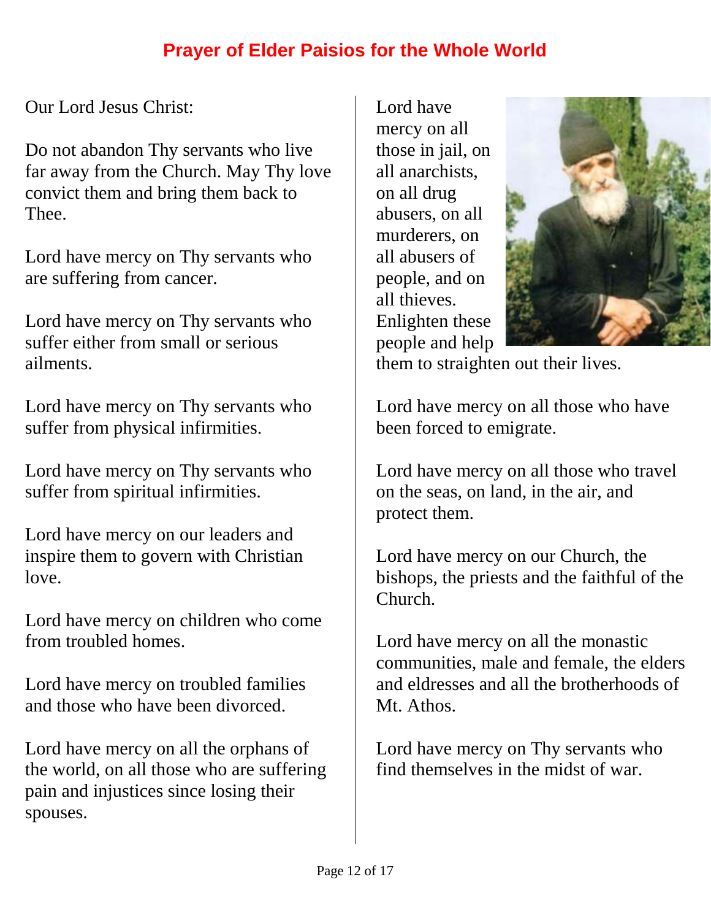# Prayer of Elder Paisios for the Whole World

Our Lord Jesus Christ:

Do not abandon Thy servants who live far away from the Church. May Thy love convict them and bring them back to Thee.

Lord have mercy on Thy servants who are suffering from cancer.

Lord have mercy on Thy servants who suffer either from small or serious ailments.

Lord have mercy on Thy servants who suffer from physical infirmities.

Lord have mercy on Thy servants who suffer from spiritual infirmities.

Lord have mercy on our leaders and inspire them to govern with Christian love.

Lord have mercy on children who come from troubled homes.

Lord have mercy on troubled families and those who have been divorced.

Lord have mercy on all the orphans of the world, on all those who are suffering pain and injustices since losing their spouses.

Lord have mercy on all those in jail, on all anarchists, on all drug abusers, on all murderers, on all abusers of people, and on all thieves. Enlighten these people and help them to straighten out their lives.

Lord have mercy on all those who have been forced to emigrate.

Lord have mercy on all those who travel on the seas, on land, in the air, and protect them.

Lord have mercy on our Church, the bishops, the priests and the faithful of the Church.

Lord have mercy on all the monastic communities, male and female, the elders and eldresses and all the brotherhoods of Mt. Athos.

Lord have mercy on Thy servants who find themselves in the midst of war.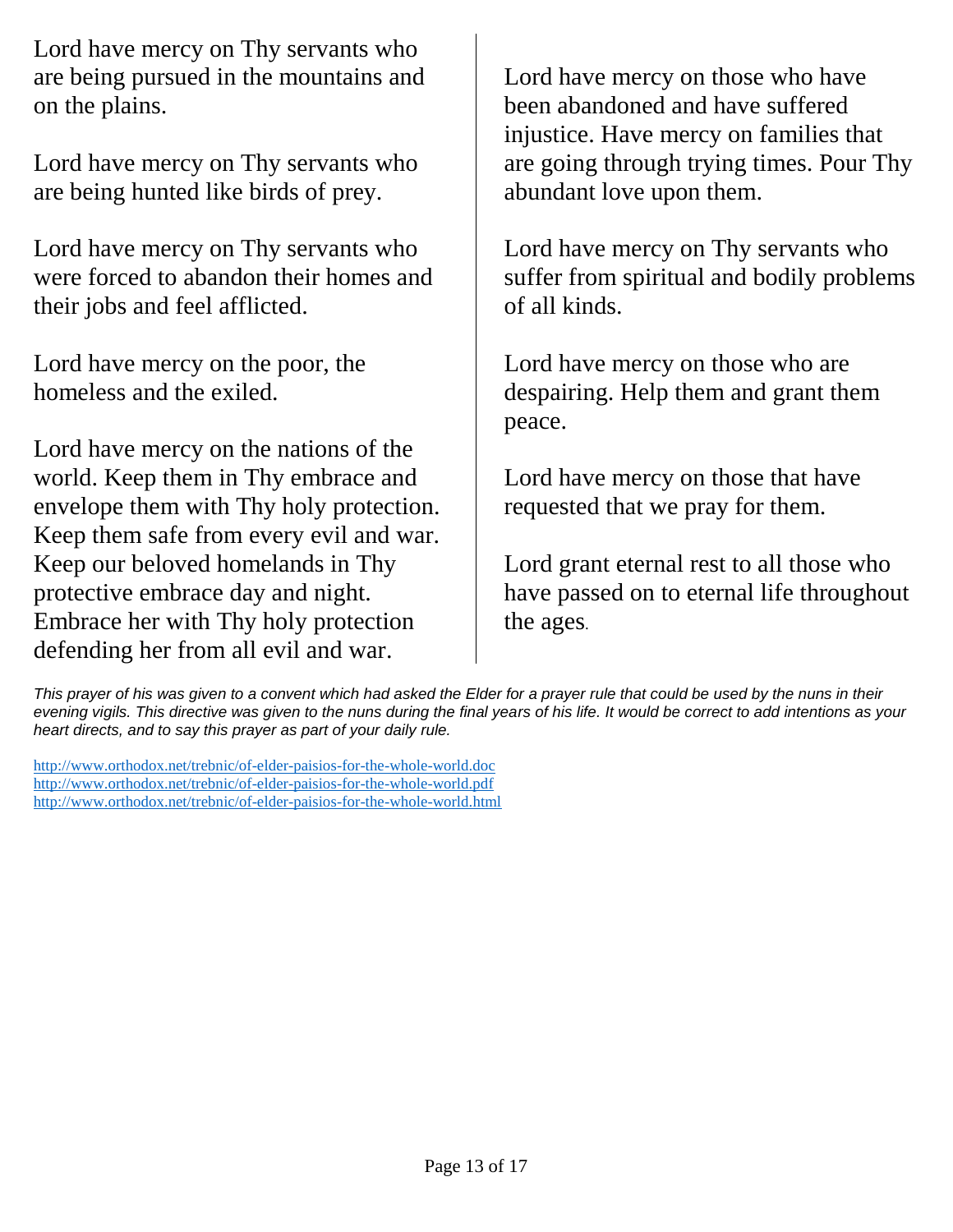Lord have mercy on Thy servants who are being pursued in the mountains and on the plains.

Lord have mercy on Thy servants who are being hunted like birds of prey.

Lord have mercy on Thy servants who were forced to abandon their homes and their jobs and feel afflicted.

Lord have mercy on the poor, the homeless and the exiled.

Lord have mercy on the nations of the world. Keep them in Thy embrace and envelope them with Thy holy protection. Keep them safe from every evil and war. Keep our beloved homelands in Thy protective embrace day and night. Embrace her with Thy holy protection defending her from all evil and war.

Lord have mercy on those who have been abandoned and have suffered injustice. Have mercy on families that are going through trying times. Pour Thy abundant love upon them.

Lord have mercy on Thy servants who suffer from spiritual and bodily problems of all kinds.

Lord have mercy on those who are despairing. Help them and grant them peace.

Lord have mercy on those that have requested that we pray for them.

Lord grant eternal rest to all those who have passed on to eternal life throughout the ages.

*This prayer of his was given to a convent which had asked the Elder for a prayer rule that could be used by the nuns in their evening vigils. This directive was given to the nuns during the final years of his life. It would be correct to add intentions as your heart directs, and to say this prayer as part of your daily rule.*

http://www.orthodox.net/trebnic/of-elder-paisios-for-the-whole-world.doc
http://www.orthodox.net/trebnic/of-elder-paisios-for-the-whole-world.pdf
http://www.orthodox.net/trebnic/of-elder-paisios-for-the-whole-world.html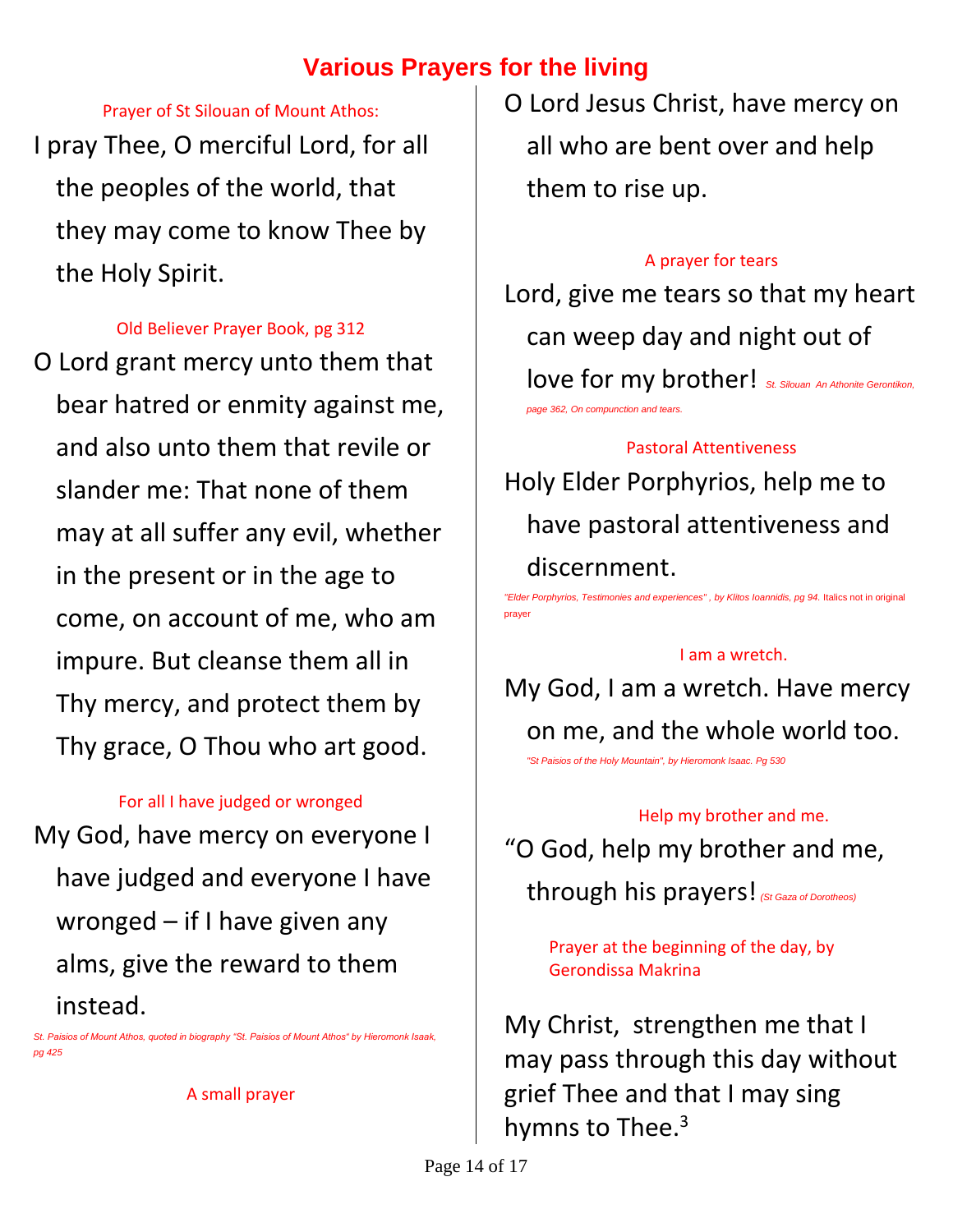# Various Prayers for the living

Prayer of St Silouan of Mount Athos:

I pray Thee, O merciful Lord, for all the peoples of the world, that they may come to know Thee by the Holy Spirit.

Old Believer Prayer Book, pg 312

O Lord grant mercy unto them that bear hatred or enmity against me, and also unto them that revile or slander me: That none of them may at all suffer any evil, whether in the present or in the age to come, on account of me, who am impure. But cleanse them all in Thy mercy, and protect them by Thy grace, O Thou who art good.

For all I have judged or wronged

My God, have mercy on everyone I have judged and everyone I have wronged – if I have given any alms, give the reward to them instead.

*St. Paisios of Mount Athos, quoted in biography "St. Paisios of Mount Athos" by Hieromonk Isaak, pg 425*

A small prayer

O Lord Jesus Christ, have mercy on all who are bent over and help them to rise up.

A prayer for tears

Lord, give me tears so that my heart can weep day and night out of love for my brother! *St. Silouan An Athonite Gerontikon, page 362, On compunction and tears.*

Pastoral Attentiveness

Holy Elder Porphyrios, help me to have pastoral attentiveness and discernment.

*"Elder Porphyrios, Testimonies and experiences" , by Klitos Ioannidis, pg 94.* Italics not in original prayer

I am a wretch.

My God, I am a wretch. Have mercy on me, and the whole world too.

*"St Paisios of the Holy Mountain", by Hieromonk Isaac. Pg 530*

Help my brother and me.

"O God, help my brother and me, through his prayers! *(St Gaza of Dorotheos)*

Prayer at the beginning of the day, by Gerondissa Makrina

My Christ, strengthen me that I may pass through this day without grief Thee and that I may sing hymns to Thee.[3]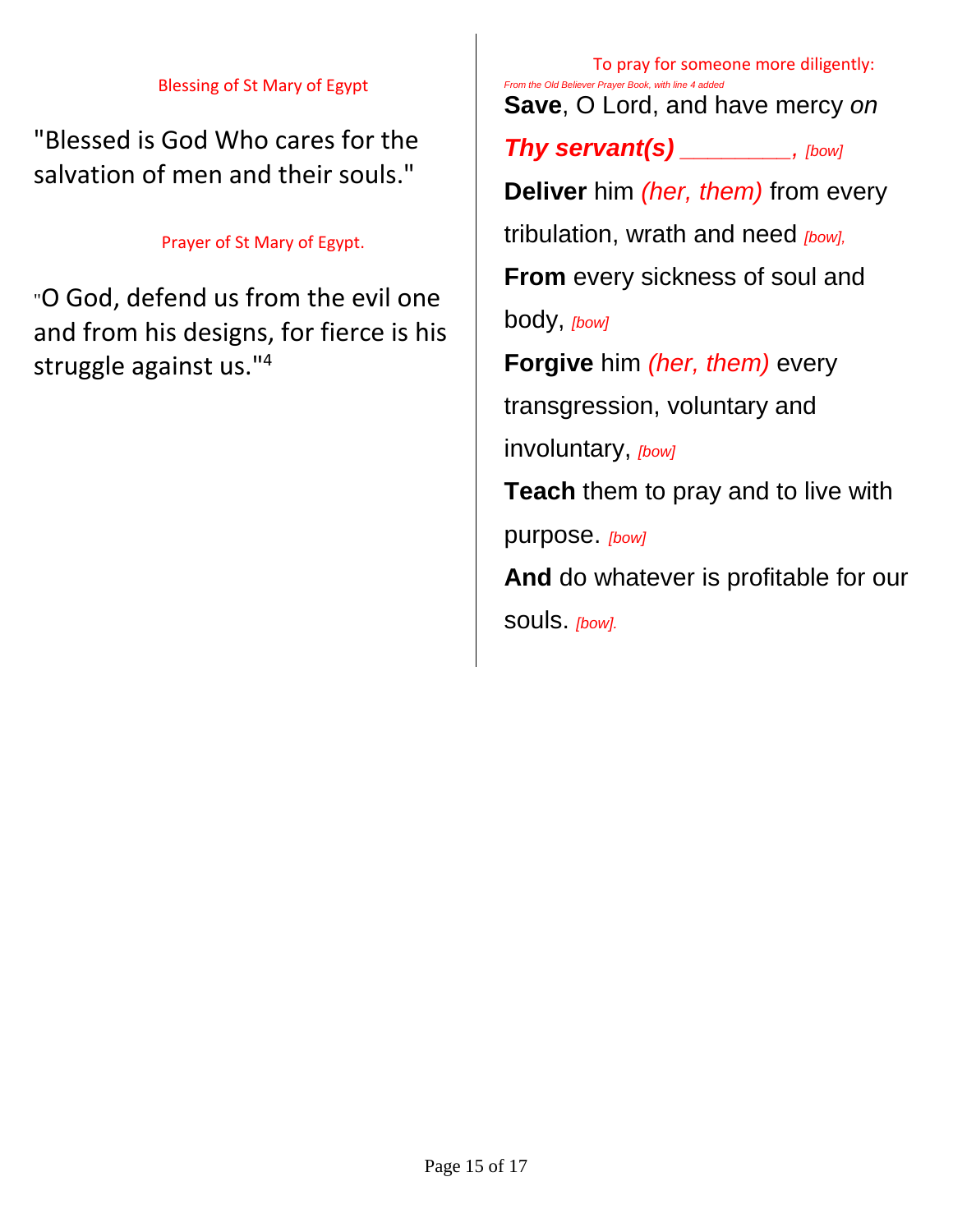### Blessing of St Mary of Egypt

"Blessed is God Who cares for the salvation of men and their souls."

### Prayer of St Mary of Egypt.

"O God, defend us from the evil one and from his designs, for fierce is his struggle against us."[4]

### To pray for someone more diligently:

*From the Old Believer Prayer Book, with line 4 added*

**Save**, O Lord, and have mercy *on* ***Thy servant(s)*** *_________, [bow]*

**Deliver** him *(her, them)* from every tribulation, wrath and need *[bow],*

**From** every sickness of soul and body, *[bow]*

**Forgive** him *(her, them)* every transgression, voluntary and involuntary, *[bow]*

**Teach** them to pray and to live with purpose. *[bow]*

**And** do whatever is profitable for our souls. *[bow].*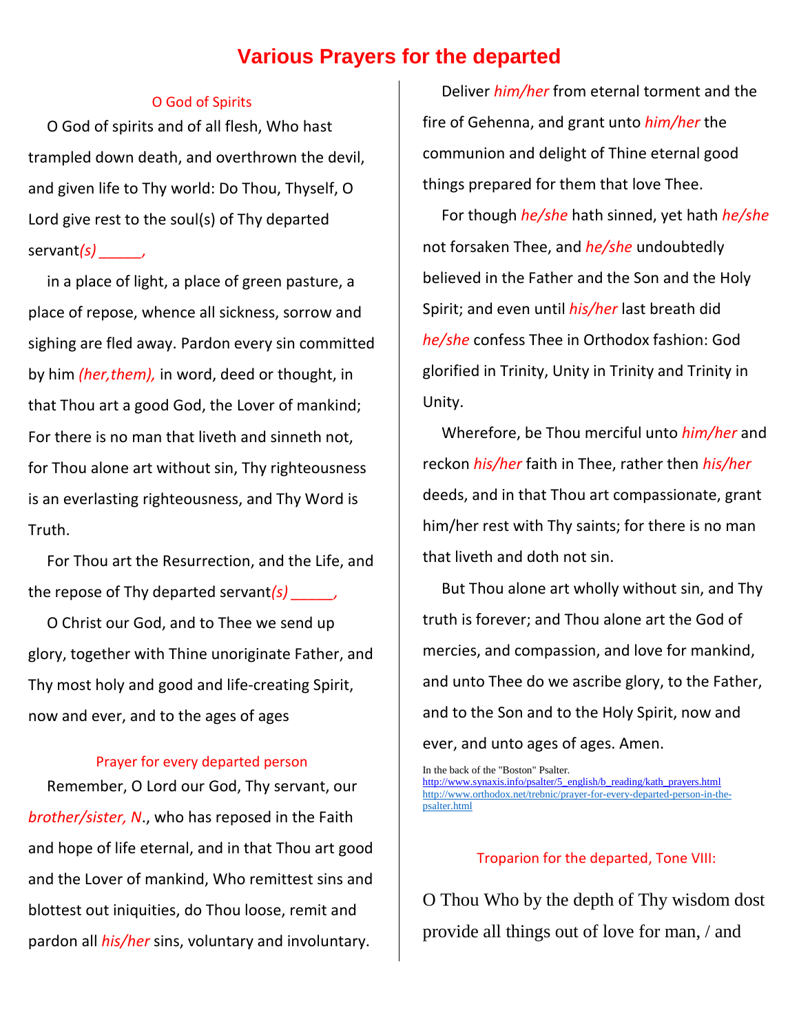# Various Prayers for the departed

### O God of Spirits

O God of spirits and of all flesh, Who hast trampled down death, and overthrown the devil, and given life to Thy world: Do Thou, Thyself, O Lord give rest to the soul(s) of Thy departed servant*(s) _____,*

in a place of light, a place of green pasture, a place of repose, whence all sickness, sorrow and sighing are fled away. Pardon every sin committed by him *(her,them),* in word, deed or thought, in that Thou art a good God, the Lover of mankind; For there is no man that liveth and sinneth not, for Thou alone art without sin, Thy righteousness is an everlasting righteousness, and Thy Word is Truth.

For Thou art the Resurrection, and the Life, and the repose of Thy departed servant*(s) _____,*

O Christ our God, and to Thee we send up glory, together with Thine unoriginate Father, and Thy most holy and good and life-creating Spirit, now and ever, and to the ages of ages

### Prayer for every departed person

Remember, O Lord our God, Thy servant, our *brother/sister, N*., who has reposed in the Faith and hope of life eternal, and in that Thou art good and the Lover of mankind, Who remittest sins and blottest out iniquities, do Thou loose, remit and pardon all *his/her* sins, voluntary and involuntary.

Deliver *him/her* from eternal torment and the fire of Gehenna, and grant unto *him/her* the communion and delight of Thine eternal good things prepared for them that love Thee.

For though *he/she* hath sinned, yet hath *he/she* not forsaken Thee, and *he/she* undoubtedly believed in the Father and the Son and the Holy Spirit; and even until *his/her* last breath did *he/she* confess Thee in Orthodox fashion: God glorified in Trinity, Unity in Trinity and Trinity in Unity.

Wherefore, be Thou merciful unto *him/her* and reckon *his/her* faith in Thee, rather then *his/her* deeds, and in that Thou art compassionate, grant him/her rest with Thy saints; for there is no man that liveth and doth not sin.

But Thou alone art wholly without sin, and Thy truth is forever; and Thou alone art the God of mercies, and compassion, and love for mankind, and unto Thee do we ascribe glory, to the Father, and to the Son and to the Holy Spirit, now and ever, and unto ages of ages. Amen.

In the back of the "Boston" Psalter.
http://www.synaxis.info/psalter/5_english/b_reading/kath_prayers.html
http://www.orthodox.net/trebnic/prayer-for-every-departed-person-in-the-psalter.html

### Troparion for the departed, Tone VIII:

O Thou Who by the depth of Thy wisdom dost provide all things out of love for man, / and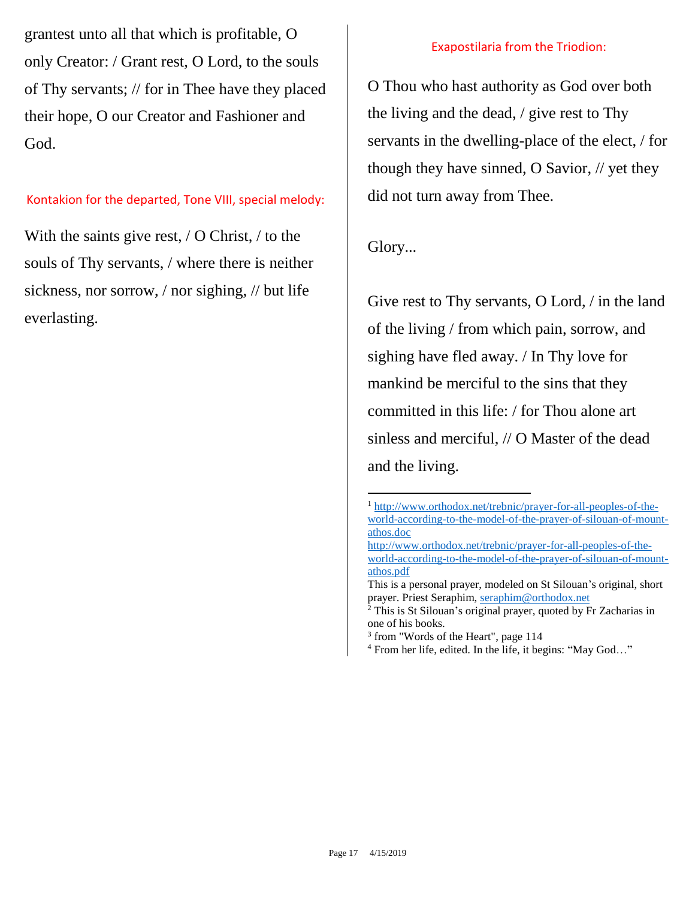grantest unto all that which is profitable, O only Creator: / Grant rest, O Lord, to the souls of Thy servants; // for in Thee have they placed their hope, O our Creator and Fashioner and God.

Kontakion for the departed, Tone VIII, special melody:

With the saints give rest, / O Christ, / to the souls of Thy servants, / where there is neither sickness, nor sorrow, / nor sighing, // but life everlasting.

Exapostilaria from the Triodion:

O Thou who hast authority as God over both the living and the dead, / give rest to Thy servants in the dwelling-place of the elect, / for though they have sinned, O Savior, // yet they did not turn away from Thee.

Glory...

Give rest to Thy servants, O Lord, / in the land of the living / from which pain, sorrow, and sighing have fled away. / In Thy love for mankind be merciful to the sins that they committed in this life: / for Thou alone art sinless and merciful, // O Master of the dead and the living.

---

[1] http://www.orthodox.net/trebnic/prayer-for-all-peoples-of-the-world-according-to-the-model-of-the-prayer-of-silouan-of-mount-athos.doc
http://www.orthodox.net/trebnic/prayer-for-all-peoples-of-the-world-according-to-the-model-of-the-prayer-of-silouan-of-mount-athos.pdf
This is a personal prayer, modeled on St Silouan's original, short prayer. Priest Seraphim, seraphim@orthodox.net

[2] This is St Silouan's original prayer, quoted by Fr Zacharias in one of his books.

[3] from "Words of the Heart", page 114

[4] From her life, edited. In the life, it begins: "May God…"